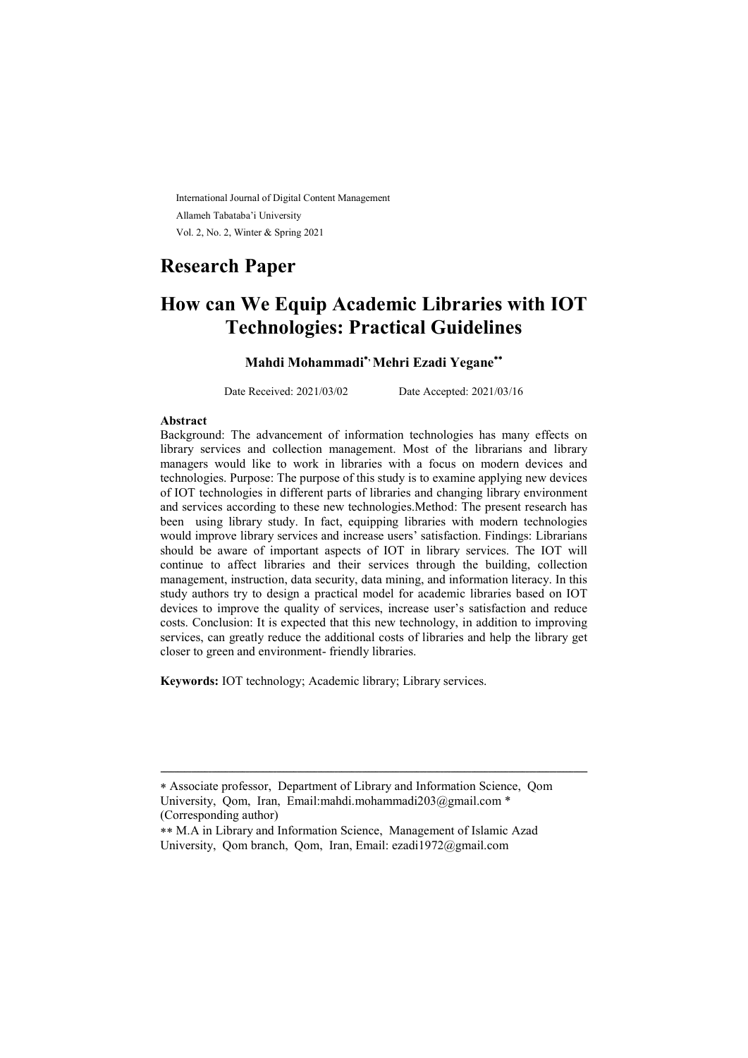International Journal of Digital Content Management

Allameh Tabataba'i University

Vol. 2, No. 2, Winter & Spring 2021

# Research Paper

# How can We Equip Academic Libraries with IOT Technologies: Practical Guidelines

**Mahdi Mohammadi*, Mehri Ezadi Yegane****

Date Received: 2021/03/02 Date Accepted: 2021/03/16

**Abstract**

Background: The advancement of information technologies has many effects on library services and collection management. Most of the librarians and library managers would like to work in libraries with a focus on modern devices and technologies. Purpose: The purpose of this study is to examine applying new devices of IOT technologies in different parts of libraries and changing library environment and services according to these new technologies.Method: The present research has been using library study. In fact, equipping libraries with modern technologies would improve library services and increase users' satisfaction. Findings: Librarians should be aware of important aspects of IOT in library services. The IOT will continue to affect libraries and their services through the building, collection management, instruction, data security, data mining, and information literacy. In this study authors try to design a practical model for academic libraries based on IOT devices to improve the quality of services, increase user's satisfaction and reduce costs. Conclusion: It is expected that this new technology, in addition to improving services, can greatly reduce the additional costs of libraries and help the library get closer to green and environment- friendly libraries.

**Keywords:** IOT technology; Academic library; Library services.

---

* Associate professor, Department of Library and Information Science, Qom University, Qom, Iran, Email:mahdi.mohammadi203@gmail.com * (Corresponding author)

** M.A in Library and Information Science, Management of Islamic Azad University, Qom branch, Qom, Iran, Email: ezadi1972@gmail.com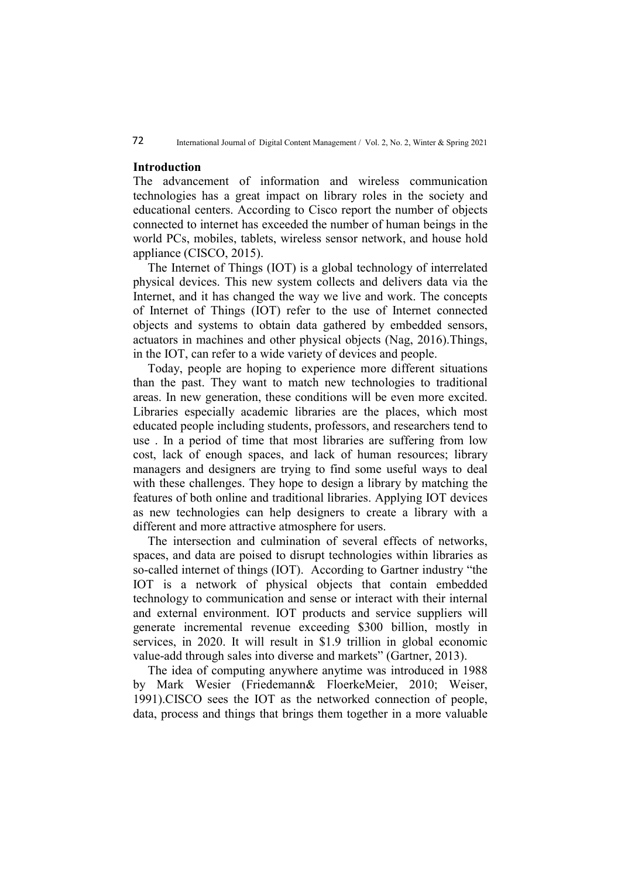## Introduction

The advancement of information and wireless communication technologies has a great impact on library roles in the society and educational centers. According to Cisco report the number of objects connected to internet has exceeded the number of human beings in the world PCs, mobiles, tablets, wireless sensor network, and house hold appliance (CISCO, 2015).

The Internet of Things (IOT) is a global technology of interrelated physical devices. This new system collects and delivers data via the Internet, and it has changed the way we live and work. The concepts of Internet of Things (IOT) refer to the use of Internet connected objects and systems to obtain data gathered by embedded sensors, actuators in machines and other physical objects (Nag, 2016).Things, in the IOT, can refer to a wide variety of devices and people.

Today, people are hoping to experience more different situations than the past. They want to match new technologies to traditional areas. In new generation, these conditions will be even more excited. Libraries especially academic libraries are the places, which most educated people including students, professors, and researchers tend to use . In a period of time that most libraries are suffering from low cost, lack of enough spaces, and lack of human resources; library managers and designers are trying to find some useful ways to deal with these challenges. They hope to design a library by matching the features of both online and traditional libraries. Applying IOT devices as new technologies can help designers to create a library with a different and more attractive atmosphere for users.

The intersection and culmination of several effects of networks, spaces, and data are poised to disrupt technologies within libraries as so-called internet of things (IOT). According to Gartner industry "the IOT is a network of physical objects that contain embedded technology to communication and sense or interact with their internal and external environment. IOT products and service suppliers will generate incremental revenue exceeding $300 billion, mostly in services, in 2020. It will result in $1.9 trillion in global economic value-add through sales into diverse and markets" (Gartner, 2013).

The idea of computing anywhere anytime was introduced in 1988 by Mark Wesier (Friedemann& FloerkeMeier, 2010; Weiser, 1991).CISCO sees the IOT as the networked connection of people, data, process and things that brings them together in a more valuable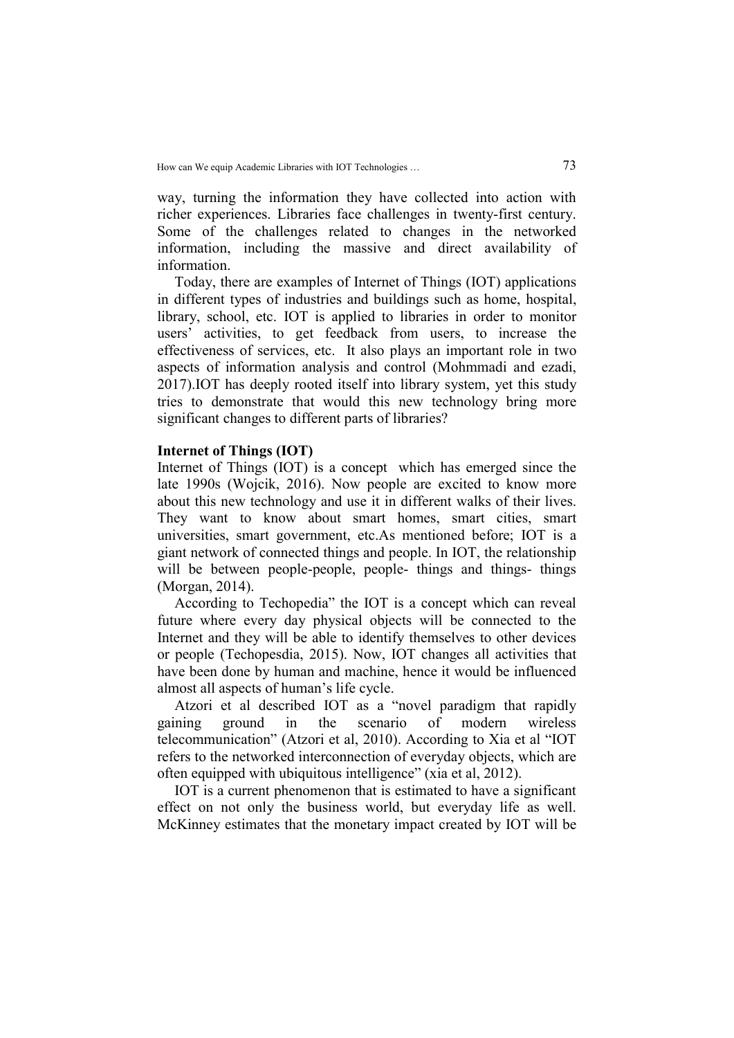way, turning the information they have collected into action with richer experiences. Libraries face challenges in twenty-first century. Some of the challenges related to changes in the networked information, including the massive and direct availability of information.

Today, there are examples of Internet of Things (IOT) applications in different types of industries and buildings such as home, hospital, library, school, etc. IOT is applied to libraries in order to monitor users' activities, to get feedback from users, to increase the effectiveness of services, etc. It also plays an important role in two aspects of information analysis and control (Mohmmadi and ezadi, 2017).IOT has deeply rooted itself into library system, yet this study tries to demonstrate that would this new technology bring more significant changes to different parts of libraries?

**Internet of Things (IOT)**

Internet of Things (IOT) is a concept which has emerged since the late 1990s (Wojcik, 2016). Now people are excited to know more about this new technology and use it in different walks of their lives. They want to know about smart homes, smart cities, smart universities, smart government, etc.As mentioned before; IOT is a giant network of connected things and people. In IOT, the relationship will be between people-people, people- things and things- things (Morgan, 2014).

According to Techopedia" the IOT is a concept which can reveal future where every day physical objects will be connected to the Internet and they will be able to identify themselves to other devices or people (Techopesdia, 2015). Now, IOT changes all activities that have been done by human and machine, hence it would be influenced almost all aspects of human's life cycle.

Atzori et al described IOT as a "novel paradigm that rapidly gaining ground in the scenario of modern wireless telecommunication" (Atzori et al, 2010). According to Xia et al "IOT refers to the networked interconnection of everyday objects, which are often equipped with ubiquitous intelligence" (xia et al, 2012).

IOT is a current phenomenon that is estimated to have a significant effect on not only the business world, but everyday life as well. McKinney estimates that the monetary impact created by IOT will be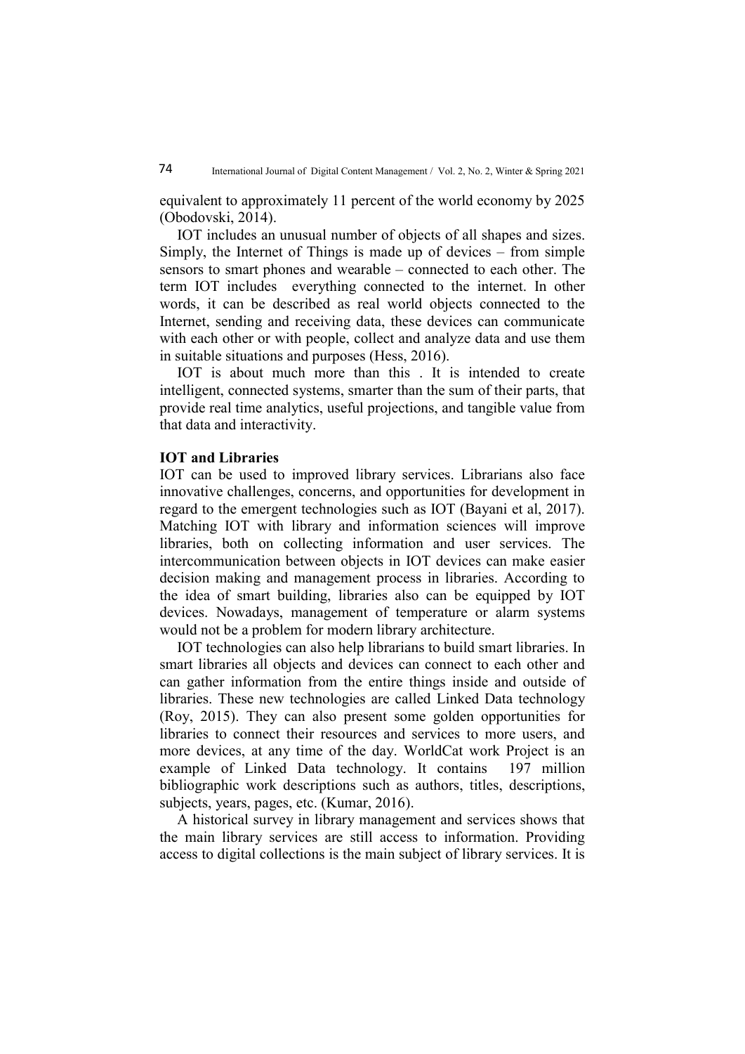equivalent to approximately 11 percent of the world economy by 2025 (Obodovski, 2014).

IOT includes an unusual number of objects of all shapes and sizes. Simply, the Internet of Things is made up of devices – from simple sensors to smart phones and wearable – connected to each other. The term IOT includes everything connected to the internet. In other words, it can be described as real world objects connected to the Internet, sending and receiving data, these devices can communicate with each other or with people, collect and analyze data and use them in suitable situations and purposes (Hess, 2016).

IOT is about much more than this . It is intended to create intelligent, connected systems, smarter than the sum of their parts, that provide real time analytics, useful projections, and tangible value from that data and interactivity.

**IOT and Libraries**

IOT can be used to improved library services. Librarians also face innovative challenges, concerns, and opportunities for development in regard to the emergent technologies such as IOT (Bayani et al, 2017). Matching IOT with library and information sciences will improve libraries, both on collecting information and user services. The intercommunication between objects in IOT devices can make easier decision making and management process in libraries. According to the idea of smart building, libraries also can be equipped by IOT devices. Nowadays, management of temperature or alarm systems would not be a problem for modern library architecture.

IOT technologies can also help librarians to build smart libraries. In smart libraries all objects and devices can connect to each other and can gather information from the entire things inside and outside of libraries. These new technologies are called Linked Data technology (Roy, 2015). They can also present some golden opportunities for libraries to connect their resources and services to more users, and more devices, at any time of the day. WorldCat work Project is an example of Linked Data technology. It contains 197 million bibliographic work descriptions such as authors, titles, descriptions, subjects, years, pages, etc. (Kumar, 2016).

A historical survey in library management and services shows that the main library services are still access to information. Providing access to digital collections is the main subject of library services. It is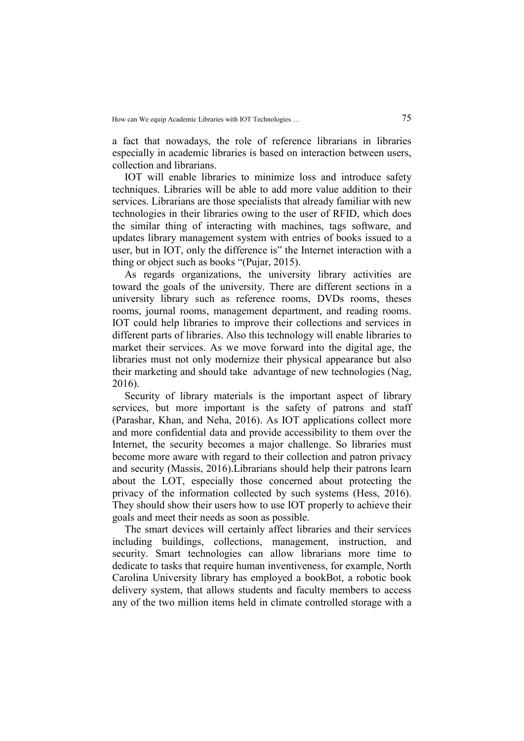a fact that nowadays, the role of reference librarians in libraries especially in academic libraries is based on interaction between users, collection and librarians.

IOT will enable libraries to minimize loss and introduce safety techniques. Libraries will be able to add more value addition to their services. Librarians are those specialists that already familiar with new technologies in their libraries owing to the user of RFID, which does the similar thing of interacting with machines, tags software, and updates library management system with entries of books issued to a user, but in IOT, only the difference is" the Internet interaction with a thing or object such as books "(Pujar, 2015).

As regards organizations, the university library activities are toward the goals of the university. There are different sections in a university library such as reference rooms, DVDs rooms, theses rooms, journal rooms, management department, and reading rooms. IOT could help libraries to improve their collections and services in different parts of libraries. Also this technology will enable libraries to market their services. As we move forward into the digital age, the libraries must not only modernize their physical appearance but also their marketing and should take advantage of new technologies (Nag, 2016).

Security of library materials is the important aspect of library services, but more important is the safety of patrons and staff (Parashar, Khan, and Neha, 2016). As IOT applications collect more and more confidential data and provide accessibility to them over the Internet, the security becomes a major challenge. So libraries must become more aware with regard to their collection and patron privacy and security (Massis, 2016).Librarians should help their patrons learn about the LOT, especially those concerned about protecting the privacy of the information collected by such systems (Hess, 2016). They should show their users how to use IOT properly to achieve their goals and meet their needs as soon as possible.

The smart devices will certainly affect libraries and their services including buildings, collections, management, instruction, and security. Smart technologies can allow librarians more time to dedicate to tasks that require human inventiveness, for example, North Carolina University library has employed a bookBot, a robotic book delivery system, that allows students and faculty members to access any of the two million items held in climate controlled storage with a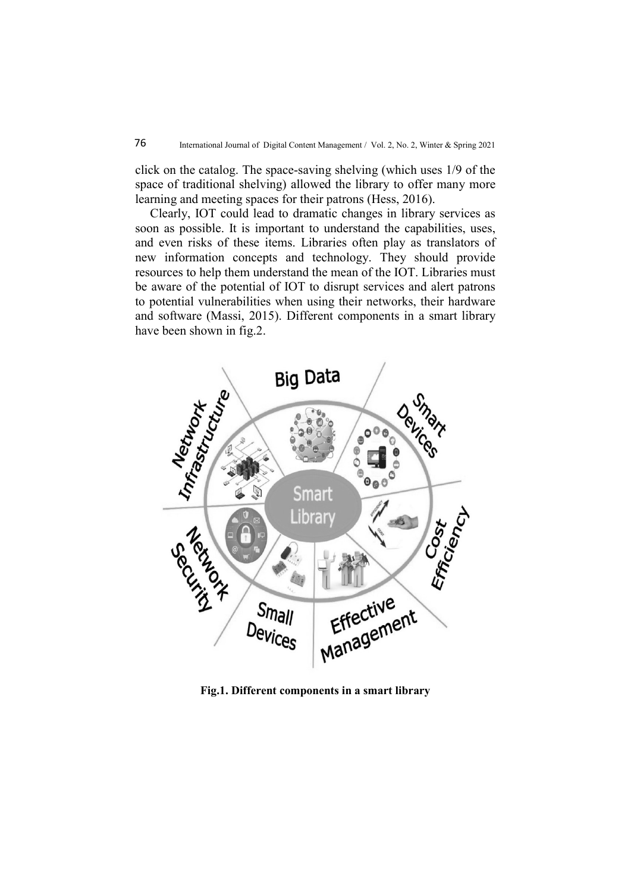click on the catalog. The space-saving shelving (which uses 1/9 of the space of traditional shelving) allowed the library to offer many more learning and meeting spaces for their patrons (Hess, 2016).

Clearly, IOT could lead to dramatic changes in library services as soon as possible. It is important to understand the capabilities, uses, and even risks of these items. Libraries often play as translators of new information concepts and technology. They should provide resources to help them understand the mean of the IOT. Libraries must be aware of the potential of IOT to disrupt services and alert patrons to potential vulnerabilities when using their networks, their hardware and software (Massi, 2015). Different components in a smart library have been shown in fig.2.

Big Data
Smart Devices
Cost Efficiency
Effective Management
Small Devices
Network Security
Network Infrastructure
Smart Library

**Fig.1. Different components in a smart library**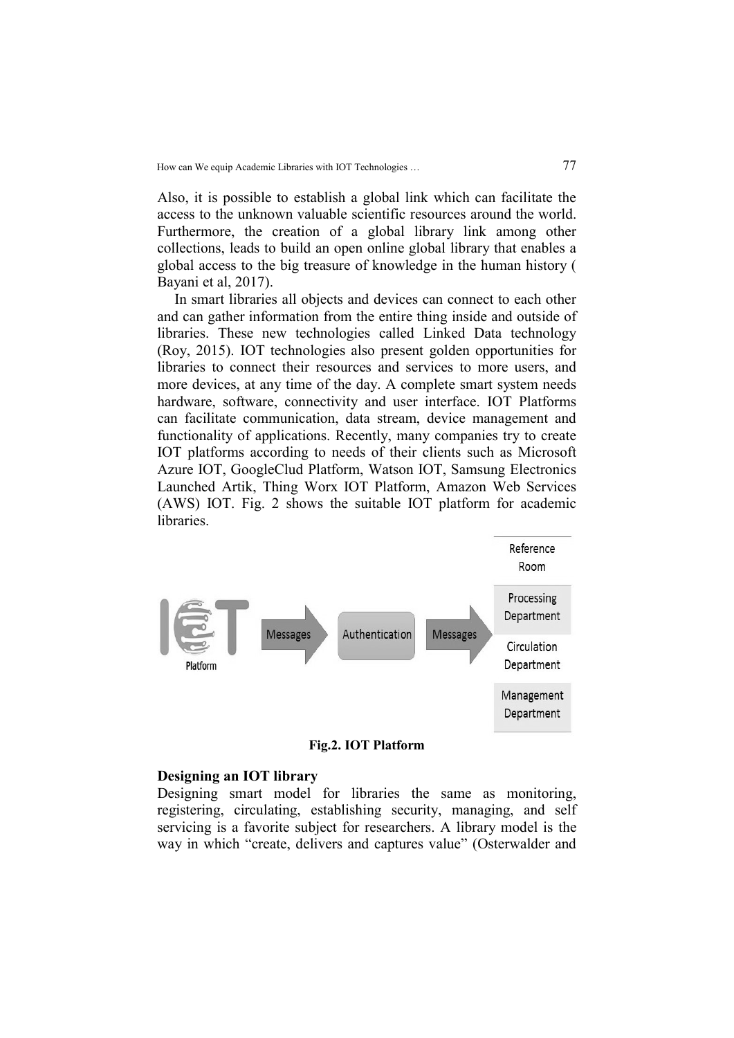Also, it is possible to establish a global link which can facilitate the access to the unknown valuable scientific resources around the world. Furthermore, the creation of a global library link among other collections, leads to build an open online global library that enables a global access to the big treasure of knowledge in the human history ( Bayani et al, 2017).

In smart libraries all objects and devices can connect to each other and can gather information from the entire thing inside and outside of libraries. These new technologies called Linked Data technology (Roy, 2015). IOT technologies also present golden opportunities for libraries to connect their resources and services to more users, and more devices, at any time of the day. A complete smart system needs hardware, software, connectivity and user interface. IOT Platforms can facilitate communication, data stream, device management and functionality of applications. Recently, many companies try to create IOT platforms according to needs of their clients such as Microsoft Azure IOT, GoogleClud Platform, Watson IOT, Samsung Electronics Launched Artik, Thing Worx IOT Platform, Amazon Web Services (AWS) IOT. Fig. 2 shows the suitable IOT platform for academic libraries.

Platform

Messages

Authentication

Messages

Reference Room

Processing Department

Circulation Department

Management Department

**Fig.2. IOT Platform**

## Designing an IOT library

Designing smart model for libraries the same as monitoring, registering, circulating, establishing security, managing, and self servicing is a favorite subject for researchers. A library model is the way in which "create, delivers and captures value" (Osterwalder and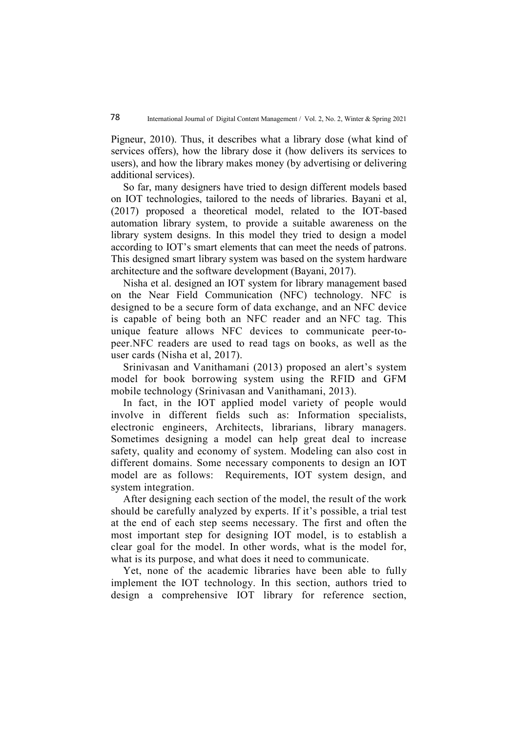Pigneur, 2010). Thus, it describes what a library dose (what kind of services offers), how the library dose it (how delivers its services to users), and how the library makes money (by advertising or delivering additional services).

So far, many designers have tried to design different models based on IOT technologies, tailored to the needs of libraries. Bayani et al, (2017) proposed a theoretical model, related to the IOT-based automation library system, to provide a suitable awareness on the library system designs. In this model they tried to design a model according to IOT's smart elements that can meet the needs of patrons. This designed smart library system was based on the system hardware architecture and the software development (Bayani, 2017).

Nisha et al. designed an IOT system for library management based on the Near Field Communication (NFC) technology. NFC is designed to be a secure form of data exchange, and an NFC device is capable of being both an NFC reader and an NFC tag. This unique feature allows NFC devices to communicate peer-to-peer.NFC readers are used to read tags on books, as well as the user cards (Nisha et al, 2017).

Srinivasan and Vanithamani (2013) proposed an alert's system model for book borrowing system using the RFID and GFM mobile technology (Srinivasan and Vanithamani, 2013).

In fact, in the IOT applied model variety of people would involve in different fields such as: Information specialists, electronic engineers, Architects, librarians, library managers. Sometimes designing a model can help great deal to increase safety, quality and economy of system. Modeling can also cost in different domains. Some necessary components to design an IOT model are as follows: Requirements, IOT system design, and system integration.

After designing each section of the model, the result of the work should be carefully analyzed by experts. If it's possible, a trial test at the end of each step seems necessary. The first and often the most important step for designing IOT model, is to establish a clear goal for the model. In other words, what is the model for, what is its purpose, and what does it need to communicate.

Yet, none of the academic libraries have been able to fully implement the IOT technology. In this section, authors tried to design a comprehensive IOT library for reference section,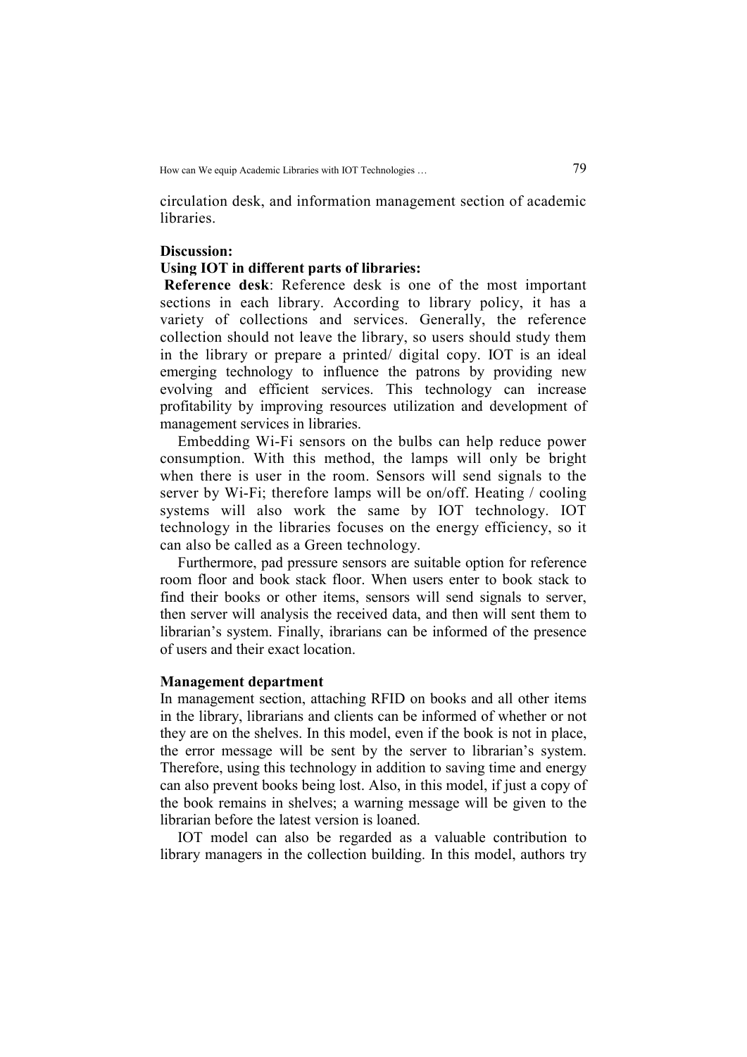circulation desk, and information management section of academic libraries.

**Discussion:**

**Using IOT in different parts of libraries:**

**Reference desk**: Reference desk is one of the most important sections in each library. According to library policy, it has a variety of collections and services. Generally, the reference collection should not leave the library, so users should study them in the library or prepare a printed/ digital copy. IOT is an ideal emerging technology to influence the patrons by providing new evolving and efficient services. This technology can increase profitability by improving resources utilization and development of management services in libraries.

Embedding Wi-Fi sensors on the bulbs can help reduce power consumption. With this method, the lamps will only be bright when there is user in the room. Sensors will send signals to the server by Wi-Fi; therefore lamps will be on/off. Heating / cooling systems will also work the same by IOT technology. IOT technology in the libraries focuses on the energy efficiency, so it can also be called as a Green technology.

Furthermore, pad pressure sensors are suitable option for reference room floor and book stack floor. When users enter to book stack to find their books or other items, sensors will send signals to server, then server will analysis the received data, and then will sent them to librarian's system. Finally, ibrarians can be informed of the presence of users and their exact location.

**Management department**

In management section, attaching RFID on books and all other items in the library, librarians and clients can be informed of whether or not they are on the shelves. In this model, even if the book is not in place, the error message will be sent by the server to librarian's system. Therefore, using this technology in addition to saving time and energy can also prevent books being lost. Also, in this model, if just a copy of the book remains in shelves; a warning message will be given to the librarian before the latest version is loaned.

IOT model can also be regarded as a valuable contribution to library managers in the collection building. In this model, authors try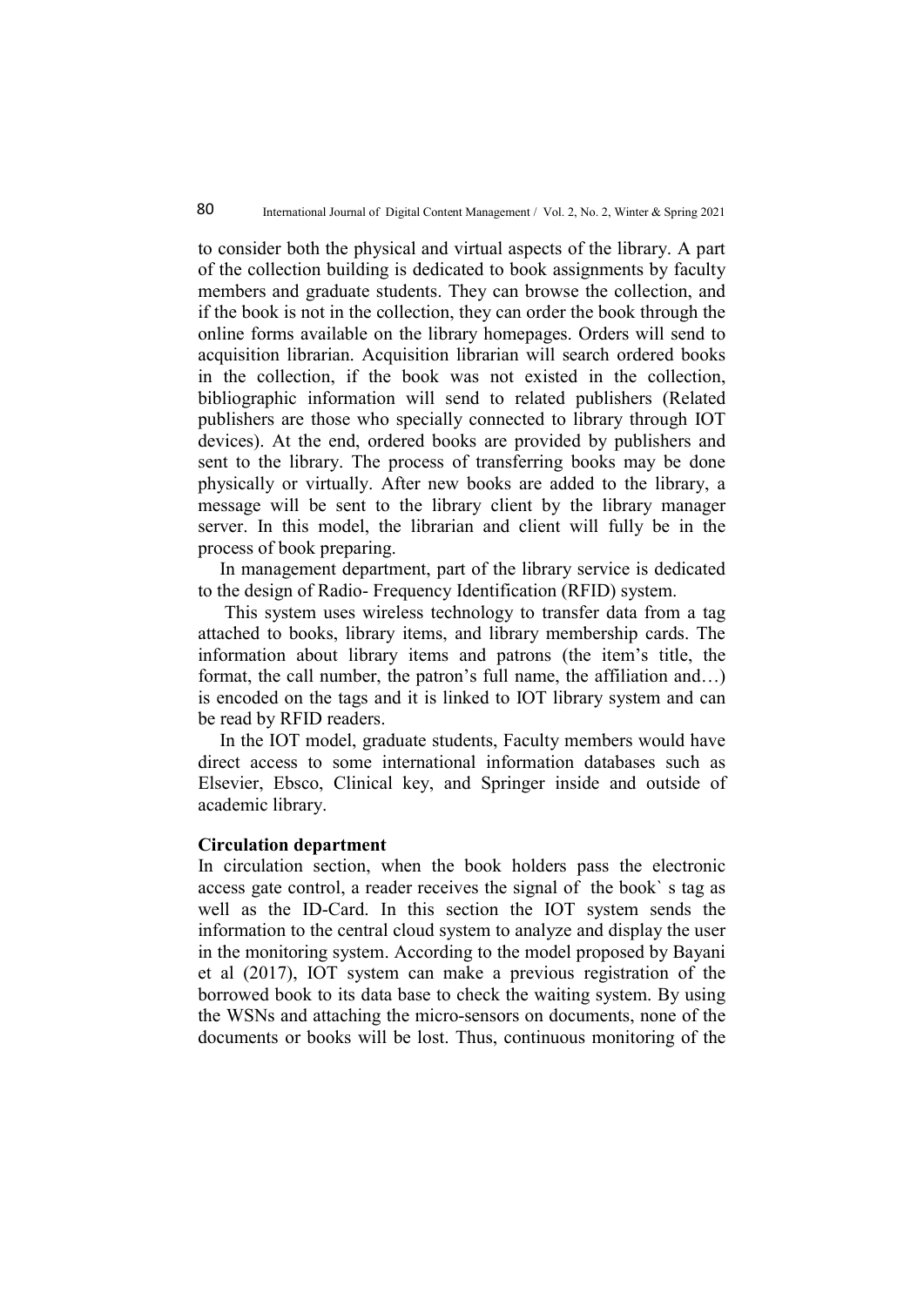to consider both the physical and virtual aspects of the library. A part of the collection building is dedicated to book assignments by faculty members and graduate students. They can browse the collection, and if the book is not in the collection, they can order the book through the online forms available on the library homepages. Orders will send to acquisition librarian. Acquisition librarian will search ordered books in the collection, if the book was not existed in the collection, bibliographic information will send to related publishers (Related publishers are those who specially connected to library through IOT devices). At the end, ordered books are provided by publishers and sent to the library. The process of transferring books may be done physically or virtually. After new books are added to the library, a message will be sent to the library client by the library manager server. In this model, the librarian and client will fully be in the process of book preparing.

In management department, part of the library service is dedicated to the design of Radio- Frequency Identification (RFID) system.

This system uses wireless technology to transfer data from a tag attached to books, library items, and library membership cards. The information about library items and patrons (the item's title, the format, the call number, the patron's full name, the affiliation and…) is encoded on the tags and it is linked to IOT library system and can be read by RFID readers.

In the IOT model, graduate students, Faculty members would have direct access to some international information databases such as Elsevier, Ebsco, Clinical key, and Springer inside and outside of academic library.

**Circulation department**

In circulation section, when the book holders pass the electronic access gate control, a reader receives the signal of the book` s tag as well as the ID-Card. In this section the IOT system sends the information to the central cloud system to analyze and display the user in the monitoring system. According to the model proposed by Bayani et al (2017), IOT system can make a previous registration of the borrowed book to its data base to check the waiting system. By using the WSNs and attaching the micro-sensors on documents, none of the documents or books will be lost. Thus, continuous monitoring of the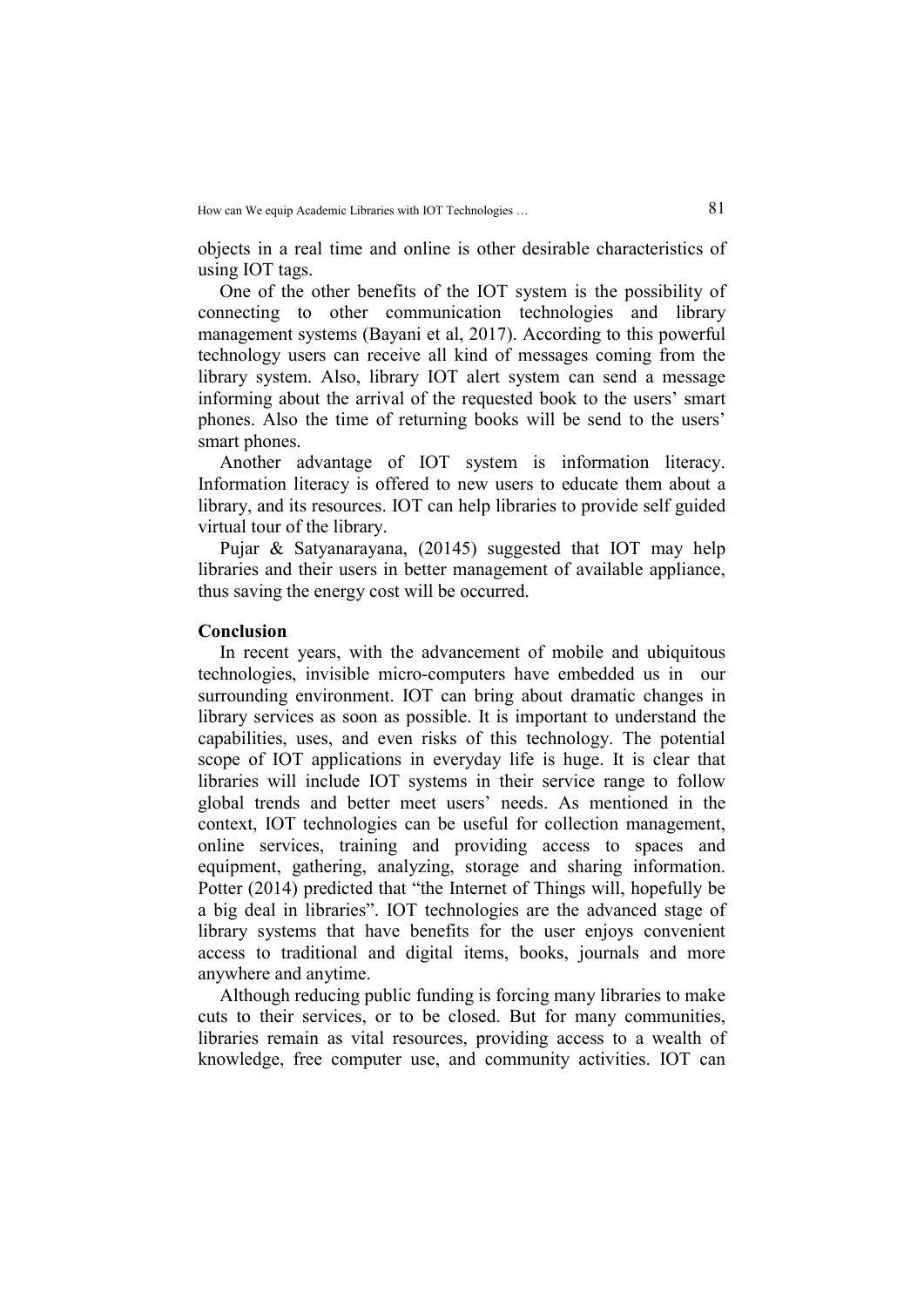objects in a real time and online is other desirable characteristics of using IOT tags.

One of the other benefits of the IOT system is the possibility of connecting to other communication technologies and library management systems (Bayani et al, 2017). According to this powerful technology users can receive all kind of messages coming from the library system. Also, library IOT alert system can send a message informing about the arrival of the requested book to the users' smart phones. Also the time of returning books will be send to the users' smart phones.

Another advantage of IOT system is information literacy. Information literacy is offered to new users to educate them about a library, and its resources. IOT can help libraries to provide self guided virtual tour of the library.

Pujar & Satyanarayana, (20145) suggested that IOT may help libraries and their users in better management of available appliance, thus saving the energy cost will be occurred.

**Conclusion**

In recent years, with the advancement of mobile and ubiquitous technologies, invisible micro-computers have embedded us in our surrounding environment. IOT can bring about dramatic changes in library services as soon as possible. It is important to understand the capabilities, uses, and even risks of this technology. The potential scope of IOT applications in everyday life is huge. It is clear that libraries will include IOT systems in their service range to follow global trends and better meet users' needs. As mentioned in the context, IOT technologies can be useful for collection management, online services, training and providing access to spaces and equipment, gathering, analyzing, storage and sharing information. Potter (2014) predicted that "the Internet of Things will, hopefully be a big deal in libraries". IOT technologies are the advanced stage of library systems that have benefits for the user enjoys convenient access to traditional and digital items, books, journals and more anywhere and anytime.

Although reducing public funding is forcing many libraries to make cuts to their services, or to be closed. But for many communities, libraries remain as vital resources, providing access to a wealth of knowledge, free computer use, and community activities. IOT can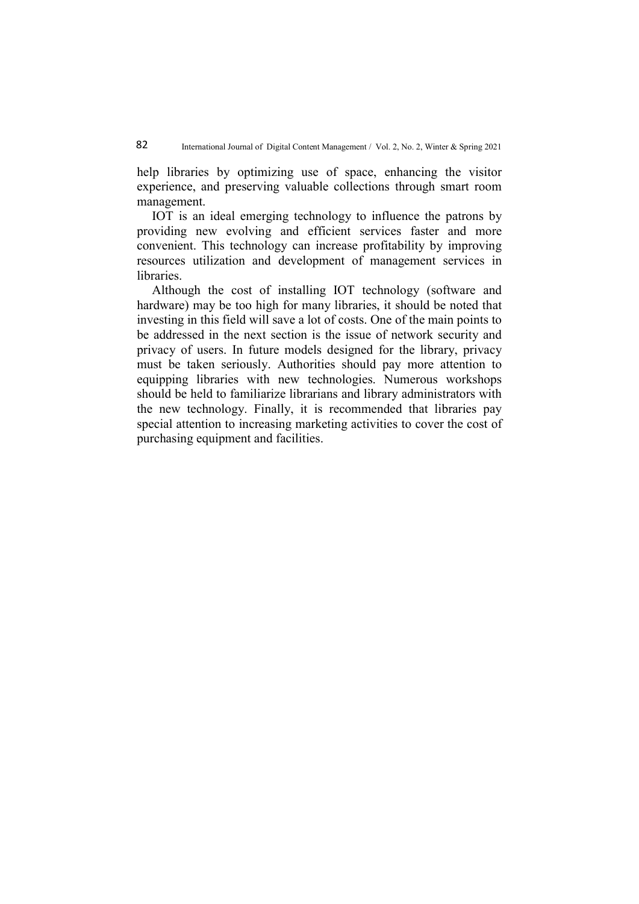help libraries by optimizing use of space, enhancing the visitor experience, and preserving valuable collections through smart room management.

IOT is an ideal emerging technology to influence the patrons by providing new evolving and efficient services faster and more convenient. This technology can increase profitability by improving resources utilization and development of management services in libraries.

Although the cost of installing IOT technology (software and hardware) may be too high for many libraries, it should be noted that investing in this field will save a lot of costs. One of the main points to be addressed in the next section is the issue of network security and privacy of users. In future models designed for the library, privacy must be taken seriously. Authorities should pay more attention to equipping libraries with new technologies. Numerous workshops should be held to familiarize librarians and library administrators with the new technology. Finally, it is recommended that libraries pay special attention to increasing marketing activities to cover the cost of purchasing equipment and facilities.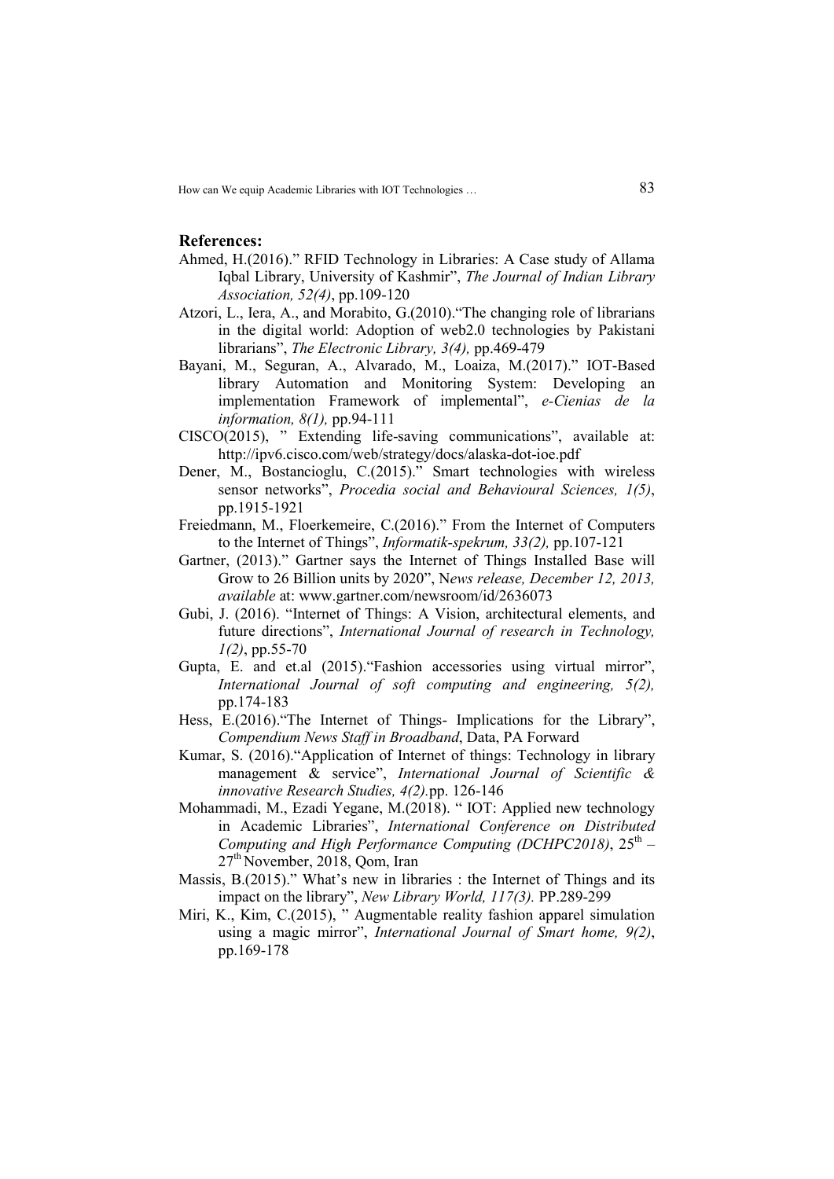## References:

Ahmed, H.(2016)." RFID Technology in Libraries: A Case study of Allama Iqbal Library, University of Kashmir", *The Journal of Indian Library Association, 52(4)*, pp.109-120

Atzori, L., Iera, A., and Morabito, G.(2010)."The changing role of librarians in the digital world: Adoption of web2.0 technologies by Pakistani librarians", *The Electronic Library, 3(4),* pp.469-479

Bayani, M., Seguran, A., Alvarado, M., Loaiza, M.(2017)." IOT-Based library Automation and Monitoring System: Developing an implementation Framework of implemental", *e-Cienias de la information, 8(1),* pp.94-111

CISCO(2015), " Extending life-saving communications", available at: http://ipv6.cisco.com/web/strategy/docs/alaska-dot-ioe.pdf

Dener, M., Bostancioglu, C.(2015)." Smart technologies with wireless sensor networks", *Procedia social and Behavioural Sciences, 1(5)*, pp.1915-1921

Freiedmann, M., Floerkemeire, C.(2016)." From the Internet of Computers to the Internet of Things", *Informatik-spekrum, 33(2),* pp.107-121

Gartner, (2013)." Gartner says the Internet of Things Installed Base will Grow to 26 Billion units by 2020", N*ews release, December 12, 2013, available* at: www.gartner.com/newsroom/id/2636073

Gubi, J. (2016). "Internet of Things: A Vision, architectural elements, and future directions", *International Journal of research in Technology, 1(2)*, pp.55-70

Gupta, E. and et.al (2015)."Fashion accessories using virtual mirror", *International Journal of soft computing and engineering, 5(2),* pp.174-183

Hess, E.(2016)."The Internet of Things- Implications for the Library", *Compendium News Staff in Broadband*, Data, PA Forward

Kumar, S. (2016)."Application of Internet of things: Technology in library management & service", *International Journal of Scientific & innovative Research Studies, 4(2).*pp. 126-146

Mohammadi, M., Ezadi Yegane, M.(2018). " IOT: Applied new technology in Academic Libraries", *International Conference on Distributed Computing and High Performance Computing (DCHPC2018)*, 25th – 27th November, 2018, Qom, Iran

Massis, B.(2015)." What's new in libraries : the Internet of Things and its impact on the library", *New Library World, 117(3).* PP.289-299

Miri, K., Kim, C.(2015), " Augmentable reality fashion apparel simulation using a magic mirror", *International Journal of Smart home, 9(2)*, pp.169-178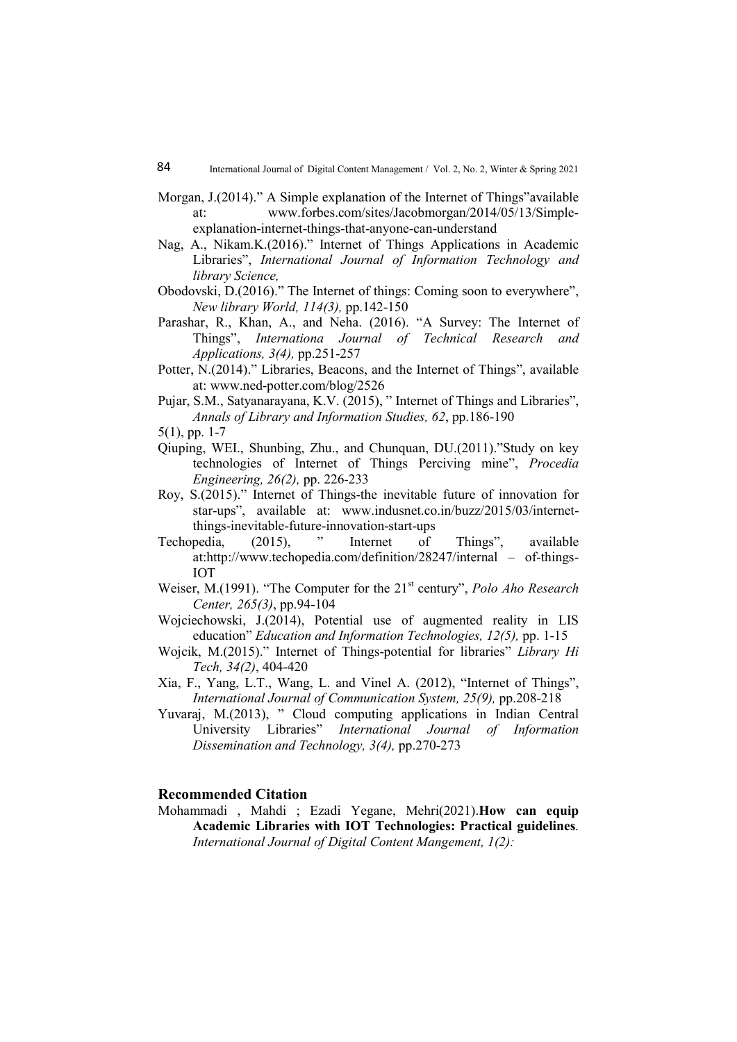Morgan, J.(2014)." A Simple explanation of the Internet of Things"available at: www.forbes.com/sites/Jacobmorgan/2014/05/13/Simple-explanation-internet-things-that-anyone-can-understand

Nag, A., Nikam.K.(2016)." Internet of Things Applications in Academic Libraries", *International Journal of Information Technology and library Science,*

Obodovski, D.(2016)." The Internet of things: Coming soon to everywhere", *New library World, 114(3),* pp.142-150

Parashar, R., Khan, A., and Neha. (2016). "A Survey: The Internet of Things", *Internationa Journal of Technical Research and Applications, 3(4),* pp.251-257

Potter, N.(2014)." Libraries, Beacons, and the Internet of Things", available at: www.ned-potter.com/blog/2526

Pujar, S.M., Satyanarayana, K.V. (2015), " Internet of Things and Libraries", *Annals of Library and Information Studies, 62*, pp.186-190

5(1), pp. 1-7

Qiuping, WEI., Shunbing, Zhu., and Chunquan, DU.(2011)."Study on key technologies of Internet of Things Perciving mine", *Procedia Engineering, 26(2),* pp. 226-233

Roy, S.(2015)." Internet of Things-the inevitable future of innovation for star-ups", available at: www.indusnet.co.in/buzz/2015/03/internet-things-inevitable-future-innovation-start-ups

Techopedia, (2015), " Internet of Things", available at:http://www.techopedia.com/definition/28247/internal – of-things-IOT

Weiser, M.(1991). "The Computer for the 21st century", *Polo Aho Research Center, 265(3)*, pp.94-104

Wojciechowski, J.(2014), Potential use of augmented reality in LIS education" *Education and Information Technologies, 12(5),* pp. 1-15

Wojcik, M.(2015)." Internet of Things-potential for libraries" *Library Hi Tech, 34(2)*, 404-420

Xia, F., Yang, L.T., Wang, L. and Vinel A. (2012), "Internet of Things", *International Journal of Communication System, 25(9),* pp.208-218

Yuvaraj, M.(2013), " Cloud computing applications in Indian Central University Libraries" *International Journal of Information Dissemination and Technology, 3(4),* pp.270-273

## Recommended Citation

Mohammadi , Mahdi ; Ezadi Yegane, Mehri(2021).**How can equip Academic Libraries with IOT Technologies: Practical guidelines**. *International Journal of Digital Content Mangement, 1(2):*